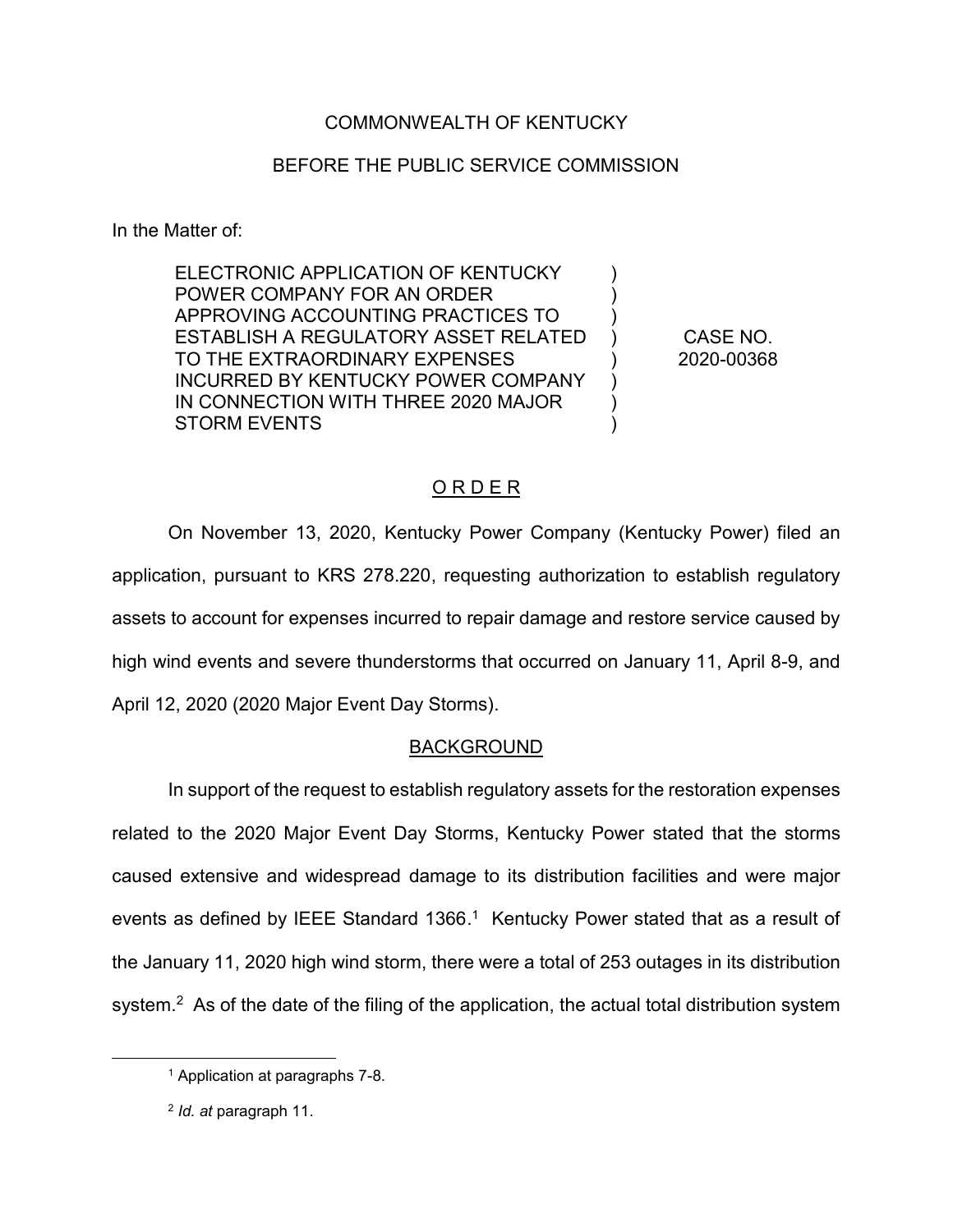COMMONWEALTH OF KENTUCKY

BEFORE THE PUBLIC SERVICE COMMISSION

In the Matter of:

| | | |
|---|---|---|
| ELECTRONIC APPLICATION OF KENTUCKY POWER COMPANY FOR AN ORDER APPROVING ACCOUNTING PRACTICES TO ESTABLISH A REGULATORY ASSET RELATED TO THE EXTRAORDINARY EXPENSES INCURRED BY KENTUCKY POWER COMPANY IN CONNECTION WITH THREE 2020 MAJOR STORM EVENTS | ) ) ) ) ) ) ) ) | CASE NO. 2020-00368 |

## O R D E R

On November 13, 2020, Kentucky Power Company (Kentucky Power) filed an application, pursuant to KRS 278.220, requesting authorization to establish regulatory assets to account for expenses incurred to repair damage and restore service caused by high wind events and severe thunderstorms that occurred on January 11, April 8-9, and April 12, 2020 (2020 Major Event Day Storms).

## BACKGROUND

In support of the request to establish regulatory assets for the restoration expenses related to the 2020 Major Event Day Storms, Kentucky Power stated that the storms caused extensive and widespread damage to its distribution facilities and were major events as defined by IEEE Standard 1366.[1] Kentucky Power stated that as a result of the January 11, 2020 high wind storm, there were a total of 253 outages in its distribution system.[2] As of the date of the filing of the application, the actual total distribution system

[1] Application at paragraphs 7-8.

[2] *Id. at* paragraph 11.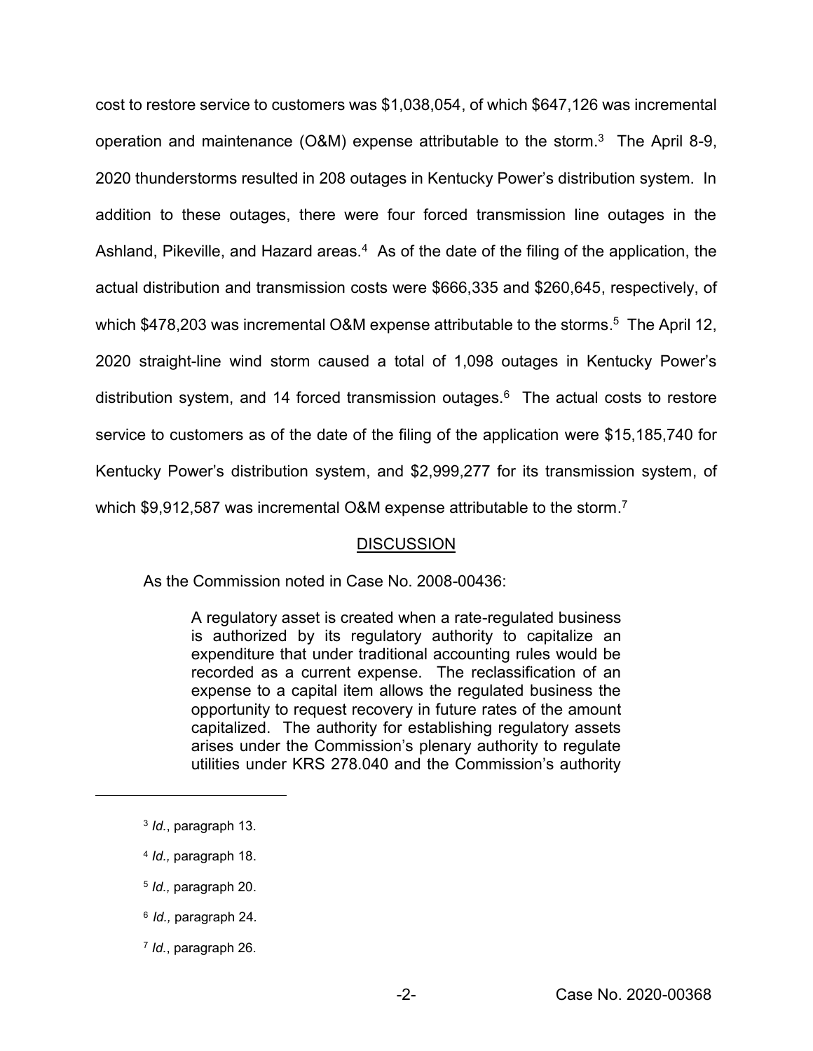cost to restore service to customers was $1,038,054, of which $647,126 was incremental operation and maintenance (O&M) expense attributable to the storm.[3] The April 8-9, 2020 thunderstorms resulted in 208 outages in Kentucky Power's distribution system. In addition to these outages, there were four forced transmission line outages in the Ashland, Pikeville, and Hazard areas.[4] As of the date of the filing of the application, the actual distribution and transmission costs were $666,335 and $260,645, respectively, of which $478,203 was incremental O&M expense attributable to the storms.[5] The April 12, 2020 straight-line wind storm caused a total of 1,098 outages in Kentucky Power's distribution system, and 14 forced transmission outages.[6] The actual costs to restore service to customers as of the date of the filing of the application were $15,185,740 for Kentucky Power's distribution system, and $2,999,277 for its transmission system, of which $9,912,587 was incremental O&M expense attributable to the storm.[7]

## DISCUSSION

As the Commission noted in Case No. 2008-00436:

> A regulatory asset is created when a rate-regulated business is authorized by its regulatory authority to capitalize an expenditure that under traditional accounting rules would be recorded as a current expense. The reclassification of an expense to a capital item allows the regulated business the opportunity to request recovery in future rates of the amount capitalized. The authority for establishing regulatory assets arises under the Commission's plenary authority to regulate utilities under KRS 278.040 and the Commission's authority

---

[3] *Id.*, paragraph 13.

[4] *Id.,* paragraph 18.

[5] *Id.,* paragraph 20.

[6] *Id.,* paragraph 24.

[7] *Id.*, paragraph 26.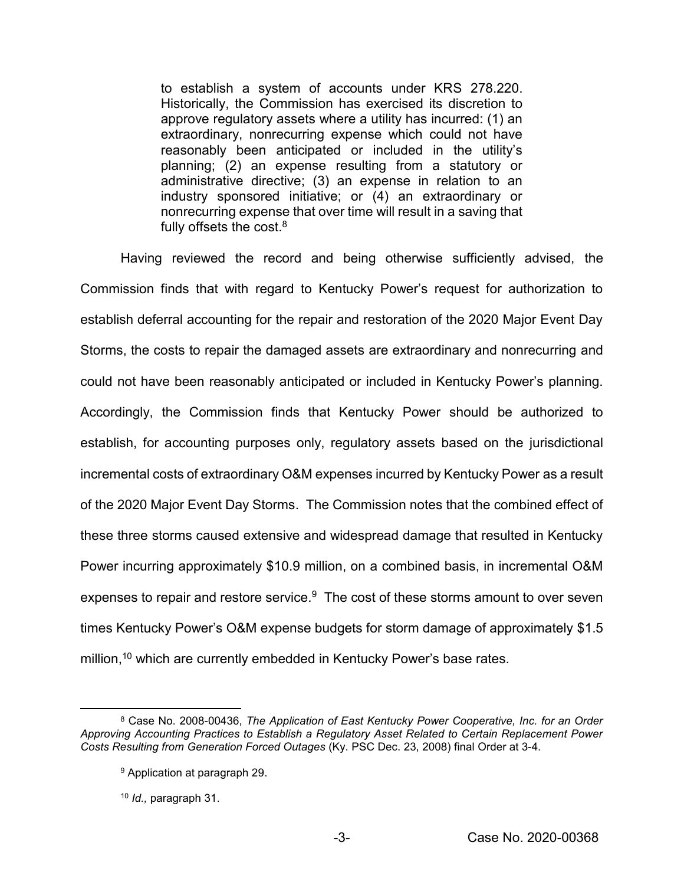> to establish a system of accounts under KRS 278.220. Historically, the Commission has exercised its discretion to approve regulatory assets where a utility has incurred: (1) an extraordinary, nonrecurring expense which could not have reasonably been anticipated or included in the utility's planning; (2) an expense resulting from a statutory or administrative directive; (3) an expense in relation to an industry sponsored initiative; or (4) an extraordinary or nonrecurring expense that over time will result in a saving that fully offsets the cost.[8]

Having reviewed the record and being otherwise sufficiently advised, the Commission finds that with regard to Kentucky Power's request for authorization to establish deferral accounting for the repair and restoration of the 2020 Major Event Day Storms, the costs to repair the damaged assets are extraordinary and nonrecurring and could not have been reasonably anticipated or included in Kentucky Power's planning. Accordingly, the Commission finds that Kentucky Power should be authorized to establish, for accounting purposes only, regulatory assets based on the jurisdictional incremental costs of extraordinary O&M expenses incurred by Kentucky Power as a result of the 2020 Major Event Day Storms. The Commission notes that the combined effect of these three storms caused extensive and widespread damage that resulted in Kentucky Power incurring approximately $10.9 million, on a combined basis, in incremental O&M expenses to repair and restore service.[9] The cost of these storms amount to over seven times Kentucky Power's O&M expense budgets for storm damage of approximately $1.5 million,[10] which are currently embedded in Kentucky Power's base rates.

---

[8] Case No. 2008-00436, *The Application of East Kentucky Power Cooperative, Inc. for an Order Approving Accounting Practices to Establish a Regulatory Asset Related to Certain Replacement Power Costs Resulting from Generation Forced Outages* (Ky. PSC Dec. 23, 2008) final Order at 3-4.

[9] Application at paragraph 29.

[10] *Id.,* paragraph 31.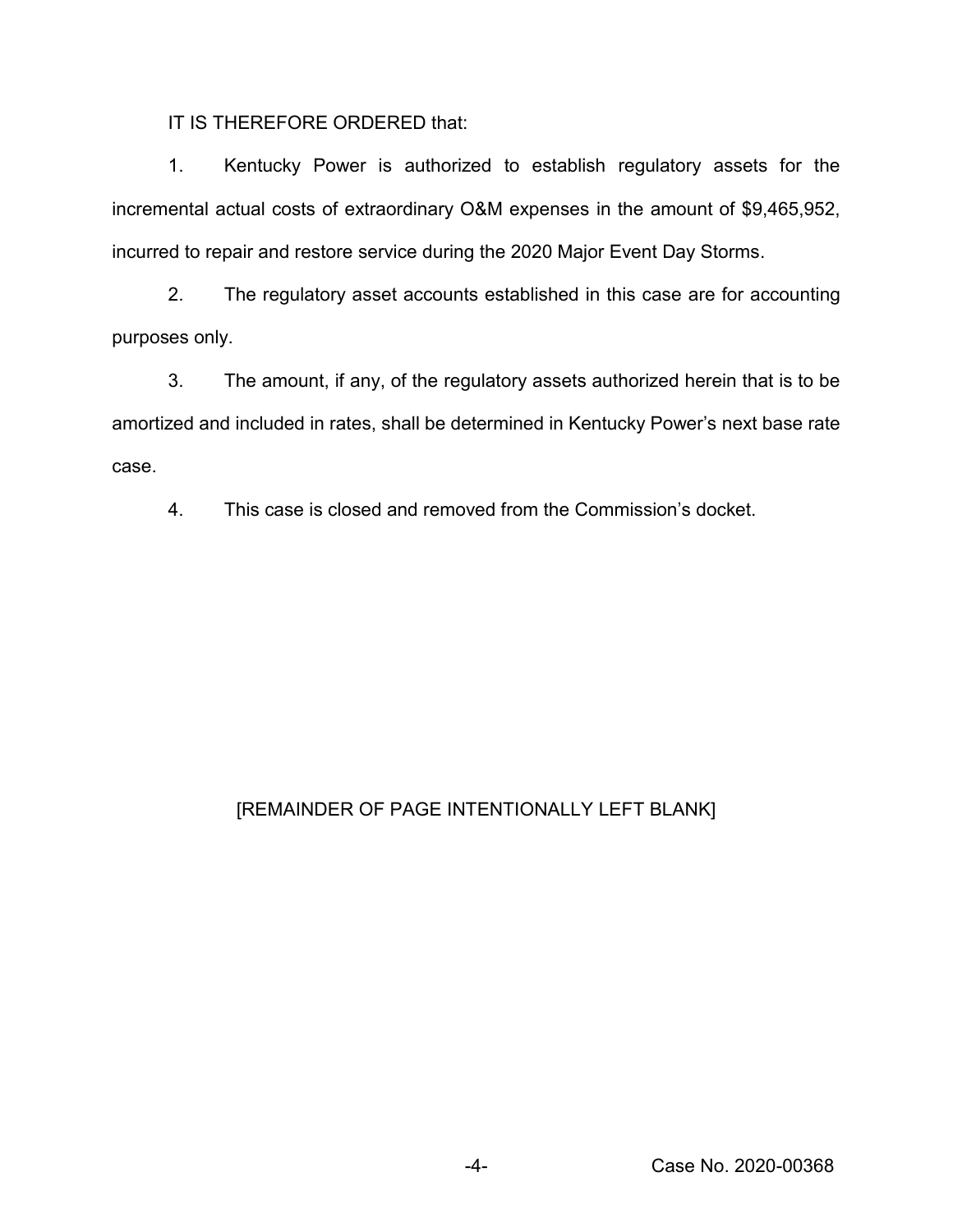IT IS THEREFORE ORDERED that:

1. Kentucky Power is authorized to establish regulatory assets for the incremental actual costs of extraordinary O&M expenses in the amount of $9,465,952, incurred to repair and restore service during the 2020 Major Event Day Storms.

2. The regulatory asset accounts established in this case are for accounting purposes only.

3. The amount, if any, of the regulatory assets authorized herein that is to be amortized and included in rates, shall be determined in Kentucky Power's next base rate case.

4. This case is closed and removed from the Commission's docket.

[REMAINDER OF PAGE INTENTIONALLY LEFT BLANK]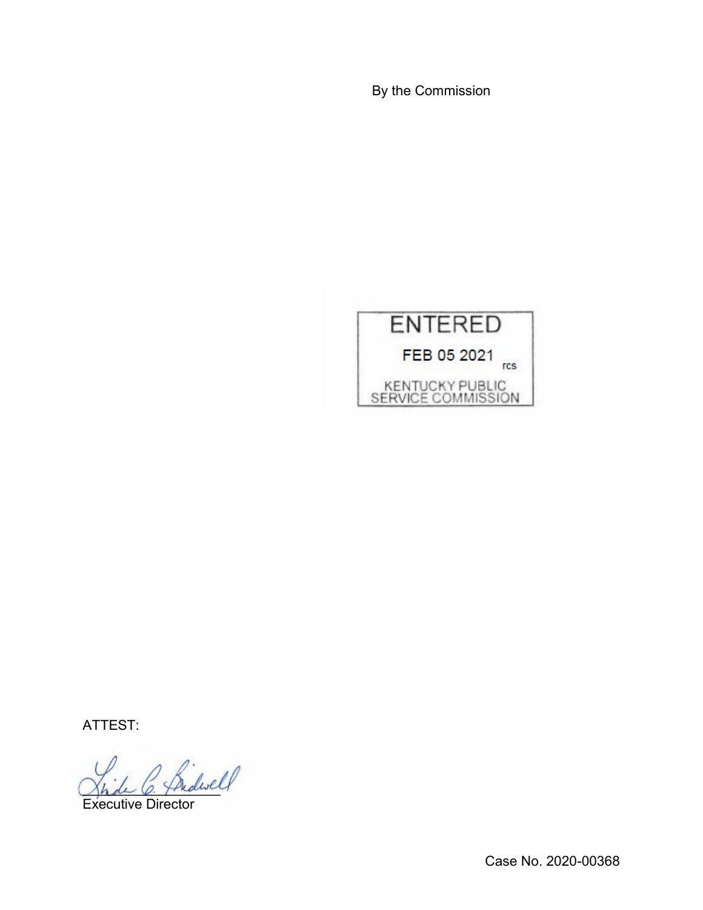By the Commission

ENTERED

FEB 05 2021

rcs

KENTUCKY PUBLIC SERVICE COMMISSION

ATTEST:

Executive Director

Case No. 2020-00368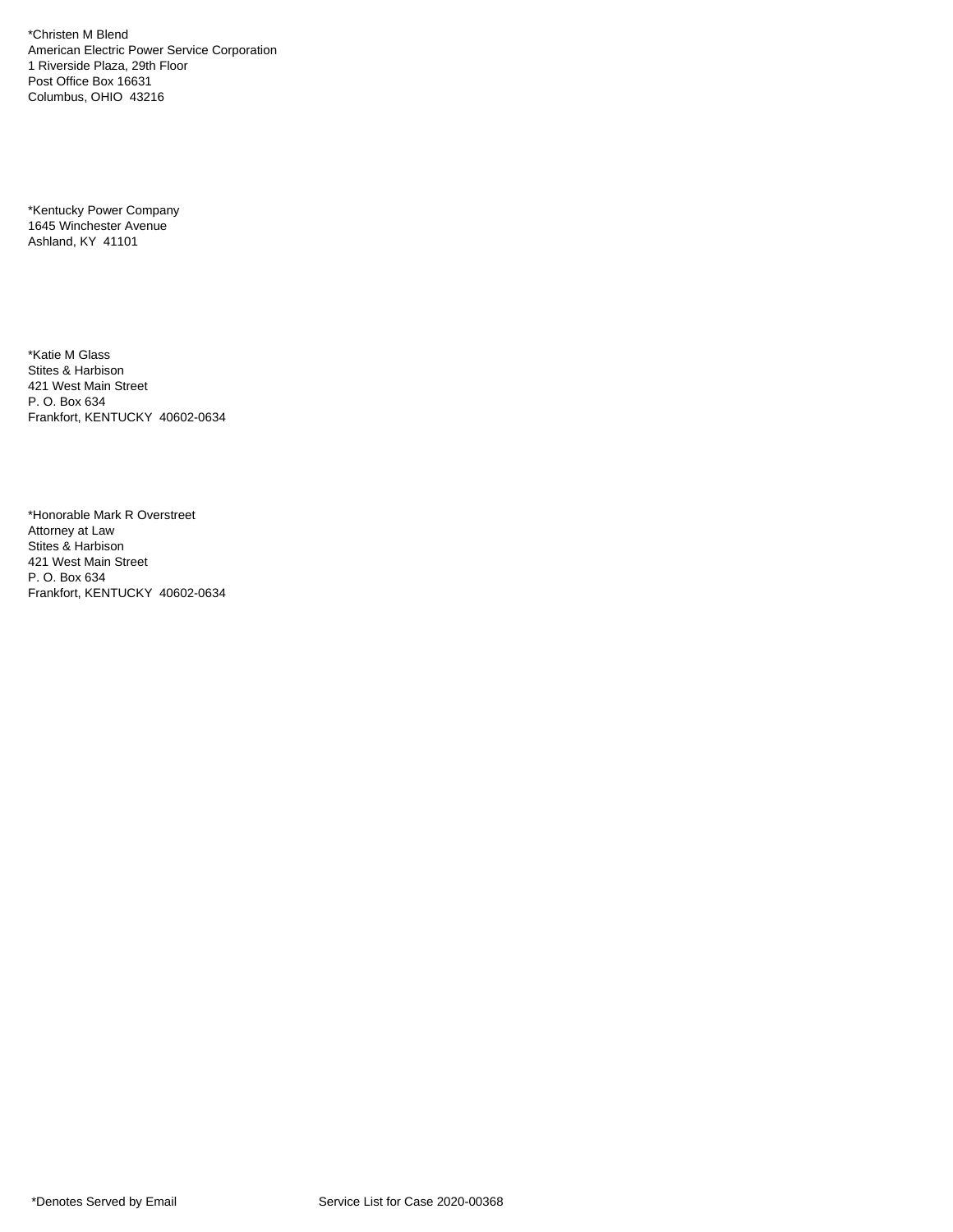*Christen M Blend
American Electric Power Service Corporation
1 Riverside Plaza, 29th Floor
Post Office Box 16631
Columbus, OHIO  43216

*Kentucky Power Company
1645 Winchester Avenue
Ashland, KY  41101

*Katie M Glass
Stites & Harbison
421 West Main Street
P. O. Box 634
Frankfort, KENTUCKY  40602-0634

*Honorable Mark R Overstreet
Attorney at Law
Stites & Harbison
421 West Main Street
P. O. Box 634
Frankfort, KENTUCKY  40602-0634

*Denotes Served by Email

Service List for Case 2020-00368